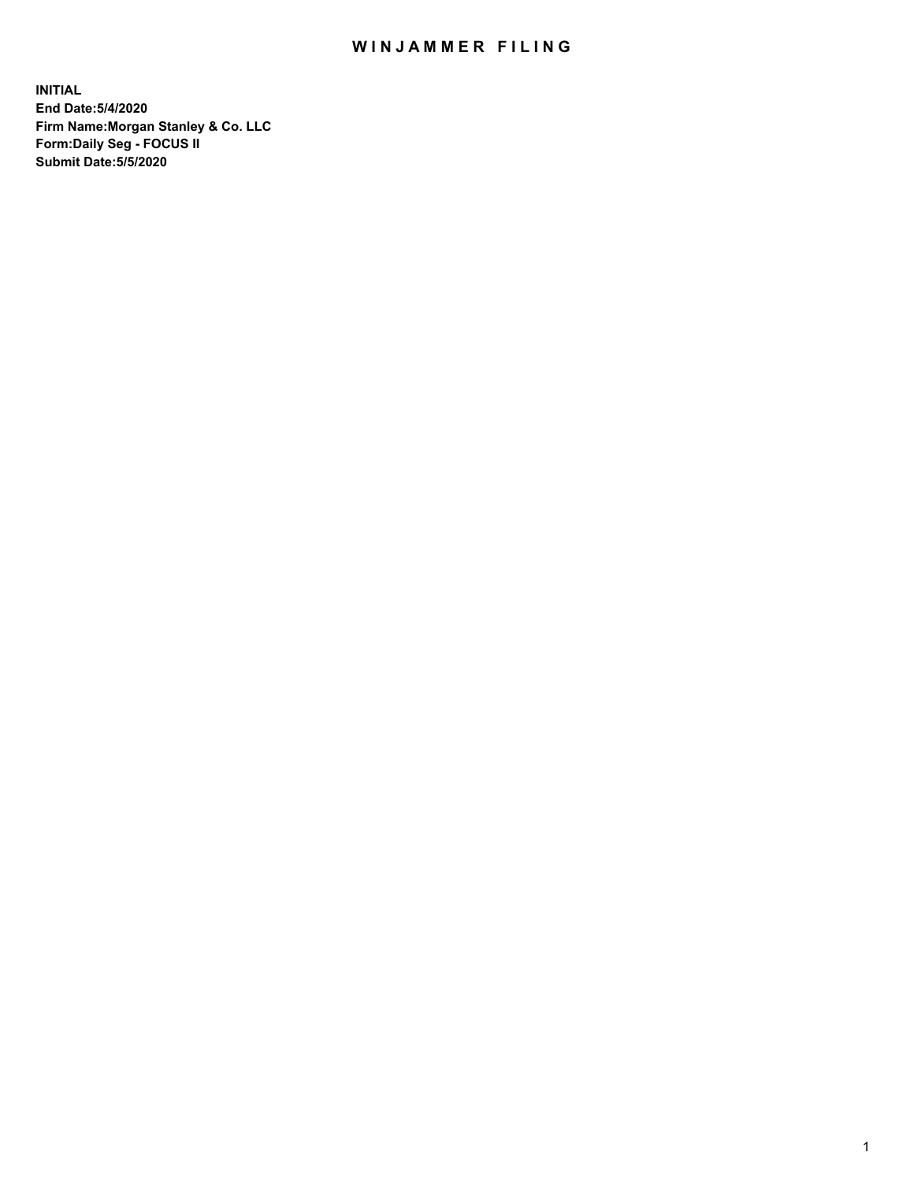# WINJAMMER FILING

**INITIAL**
**End Date:5/4/2020**
**Firm Name:Morgan Stanley & Co. LLC**
**Form:Daily Seg - FOCUS II**
**Submit Date:5/5/2020**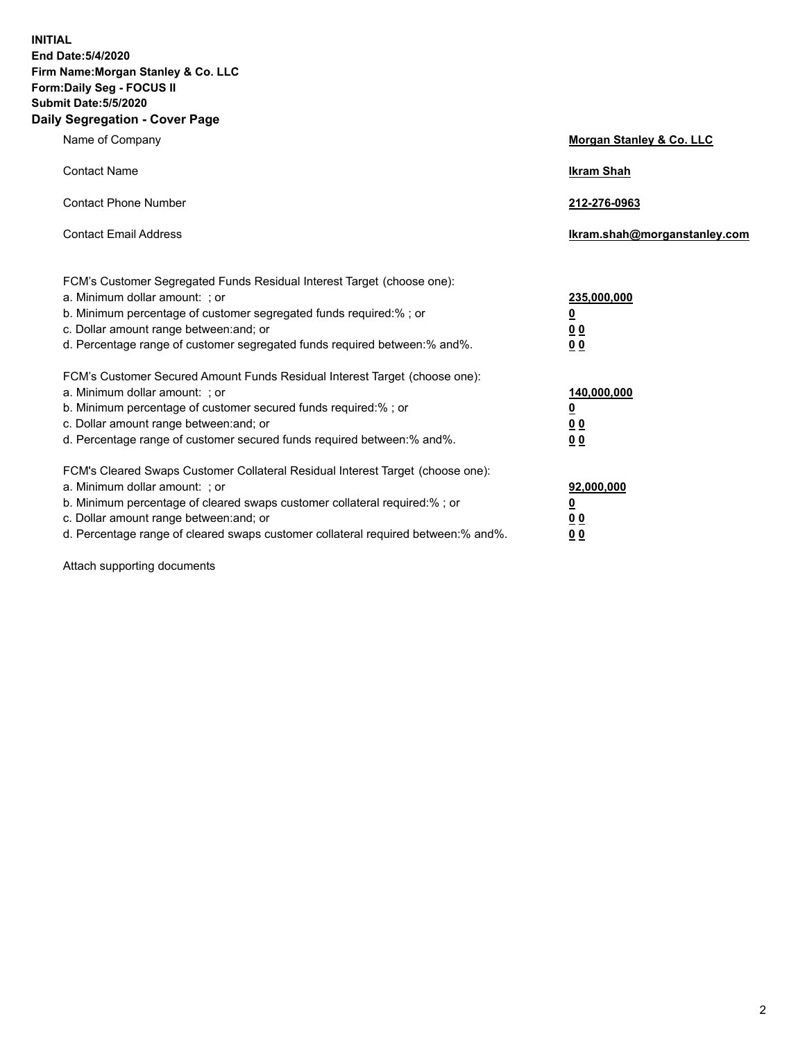**INITIAL**
**End Date:5/4/2020**
**Firm Name:Morgan Stanley & Co. LLC**
**Form:Daily Seg - FOCUS II**
**Submit Date:5/5/2020**
**Daily Segregation - Cover Page**

| | |
|---|---|
| Name of Company | **Morgan Stanley & Co. LLC** |
| Contact Name | **Ikram Shah** |
| Contact Phone Number | **212-276-0963** |
| Contact Email Address | **Ikram.shah@morganstanley.com** |

| | |
|---|---|
| FCM's Customer Segregated Funds Residual Interest Target (choose one): | |
| a. Minimum dollar amount: ; or | **235,000,000** |
| b. Minimum percentage of customer segregated funds required:% ; or | **0** |
| c. Dollar amount range between:and; or | **0 0** |
| d. Percentage range of customer segregated funds required between:% and%. | **0 0** |
| FCM's Customer Secured Amount Funds Residual Interest Target (choose one): | |
| a. Minimum dollar amount: ; or | **140,000,000** |
| b. Minimum percentage of customer secured funds required:% ; or | **0** |
| c. Dollar amount range between:and; or | **0 0** |
| d. Percentage range of customer secured funds required between:% and%. | **0 0** |
| FCM's Cleared Swaps Customer Collateral Residual Interest Target (choose one): | |
| a. Minimum dollar amount: ; or | **92,000,000** |
| b. Minimum percentage of cleared swaps customer collateral required:% ; or | **0** |
| c. Dollar amount range between:and; or | **0 0** |
| d. Percentage range of cleared swaps customer collateral required between:% and%. | **0 0** |

Attach supporting documents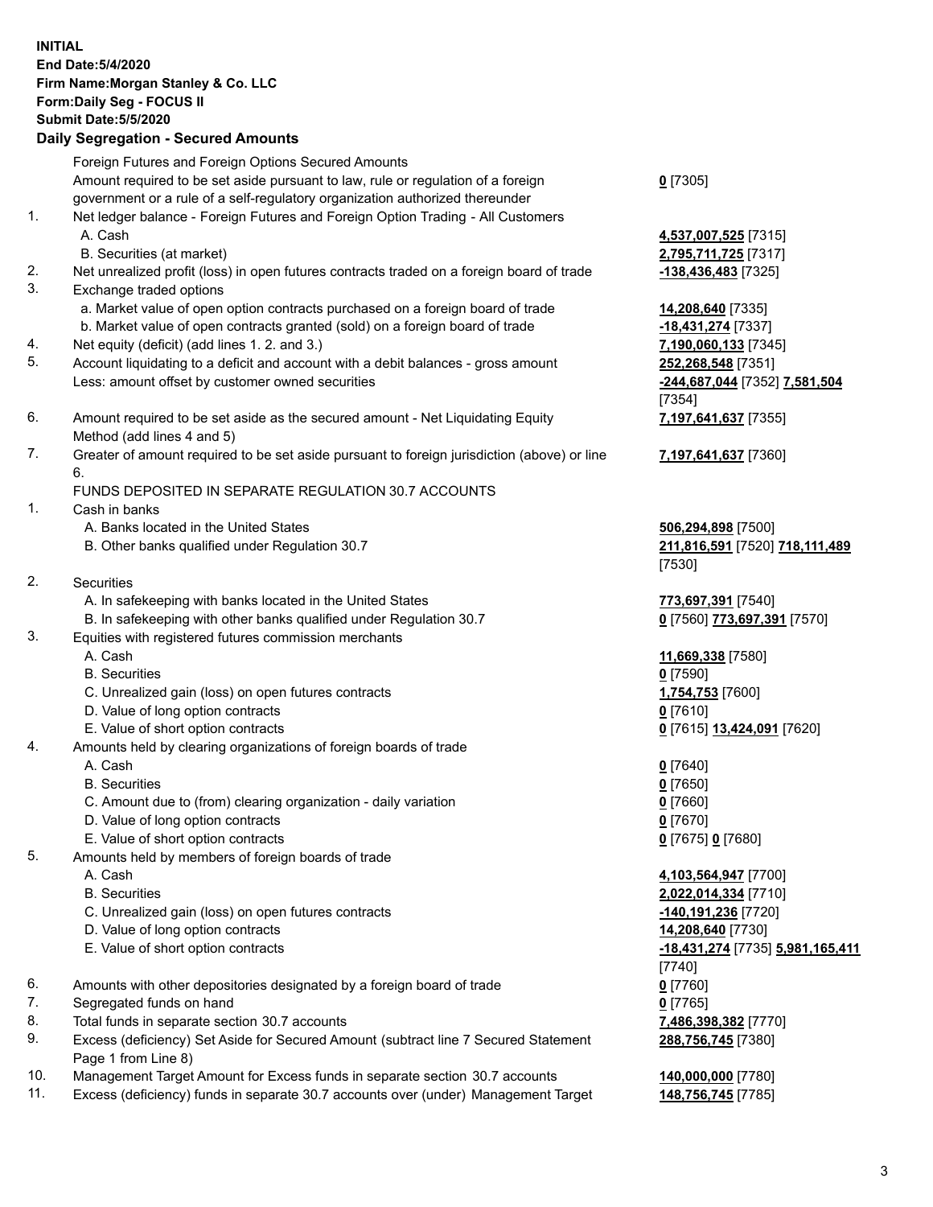**INITIAL**
**End Date:5/4/2020**
**Firm Name:Morgan Stanley & Co. LLC**
**Form:Daily Seg - FOCUS II**
**Submit Date:5/5/2020**

## Daily Segregation - Secured Amounts

| | | |
|---|---|---|
| | Foreign Futures and Foreign Options Secured Amounts | |
| | Amount required to be set aside pursuant to law, rule or regulation of a foreign government or a rule of a self-regulatory organization authorized thereunder | **0** [7305] |
| 1. | Net ledger balance - Foreign Futures and Foreign Option Trading - All Customers | |
| | A. Cash | **4,537,007,525** [7315] |
| | B. Securities (at market) | **2,795,711,725** [7317] |
| 2. | Net unrealized profit (loss) in open futures contracts traded on a foreign board of trade | **-138,436,483** [7325] |
| 3. | Exchange traded options | |
| | a. Market value of open option contracts purchased on a foreign board of trade | **14,208,640** [7335] |
| | b. Market value of open contracts granted (sold) on a foreign board of trade | **-18,431,274** [7337] |
| 4. | Net equity (deficit) (add lines 1. 2. and 3.) | **7,190,060,133** [7345] |
| 5. | Account liquidating to a deficit and account with a debit balances - gross amount | **252,268,548** [7351] |
| | Less: amount offset by customer owned securities | **-244,687,044** [7352] **7,581,504** [7354] |
| 6. | Amount required to be set aside as the secured amount - Net Liquidating Equity Method (add lines 4 and 5) | **7,197,641,637** [7355] |
| 7. | Greater of amount required to be set aside pursuant to foreign jurisdiction (above) or line 6. | **7,197,641,637** [7360] |
| | FUNDS DEPOSITED IN SEPARATE REGULATION 30.7 ACCOUNTS | |
| 1. | Cash in banks | |
| | A. Banks located in the United States | **506,294,898** [7500] |
| | B. Other banks qualified under Regulation 30.7 | **211,816,591** [7520] **718,111,489** [7530] |
| 2. | Securities | |
| | A. In safekeeping with banks located in the United States | **773,697,391** [7540] |
| | B. In safekeeping with other banks qualified under Regulation 30.7 | **0** [7560] **773,697,391** [7570] |
| 3. | Equities with registered futures commission merchants | |
| | A. Cash | **11,669,338** [7580] |
| | B. Securities | **0** [7590] |
| | C. Unrealized gain (loss) on open futures contracts | **1,754,753** [7600] |
| | D. Value of long option contracts | **0** [7610] |
| | E. Value of short option contracts | **0** [7615] **13,424,091** [7620] |
| 4. | Amounts held by clearing organizations of foreign boards of trade | |
| | A. Cash | **0** [7640] |
| | B. Securities | **0** [7650] |
| | C. Amount due to (from) clearing organization - daily variation | **0** [7660] |
| | D. Value of long option contracts | **0** [7670] |
| | E. Value of short option contracts | **0** [7675] **0** [7680] |
| 5. | Amounts held by members of foreign boards of trade | |
| | A. Cash | **4,103,564,947** [7700] |
| | B. Securities | **2,022,014,334** [7710] |
| | C. Unrealized gain (loss) on open futures contracts | **-140,191,236** [7720] |
| | D. Value of long option contracts | **14,208,640** [7730] |
| | E. Value of short option contracts | **-18,431,274** [7735] **5,981,165,411** [7740] |
| 6. | Amounts with other depositories designated by a foreign board of trade | **0** [7760] |
| 7. | Segregated funds on hand | **0** [7765] |
| 8. | Total funds in separate section 30.7 accounts | **7,486,398,382** [7770] |
| 9. | Excess (deficiency) Set Aside for Secured Amount (subtract line 7 Secured Statement Page 1 from Line 8) | **288,756,745** [7380] |
| 10. | Management Target Amount for Excess funds in separate section 30.7 accounts | **140,000,000** [7780] |
| 11. | Excess (deficiency) funds in separate 30.7 accounts over (under) Management Target | **148,756,745** [7785] |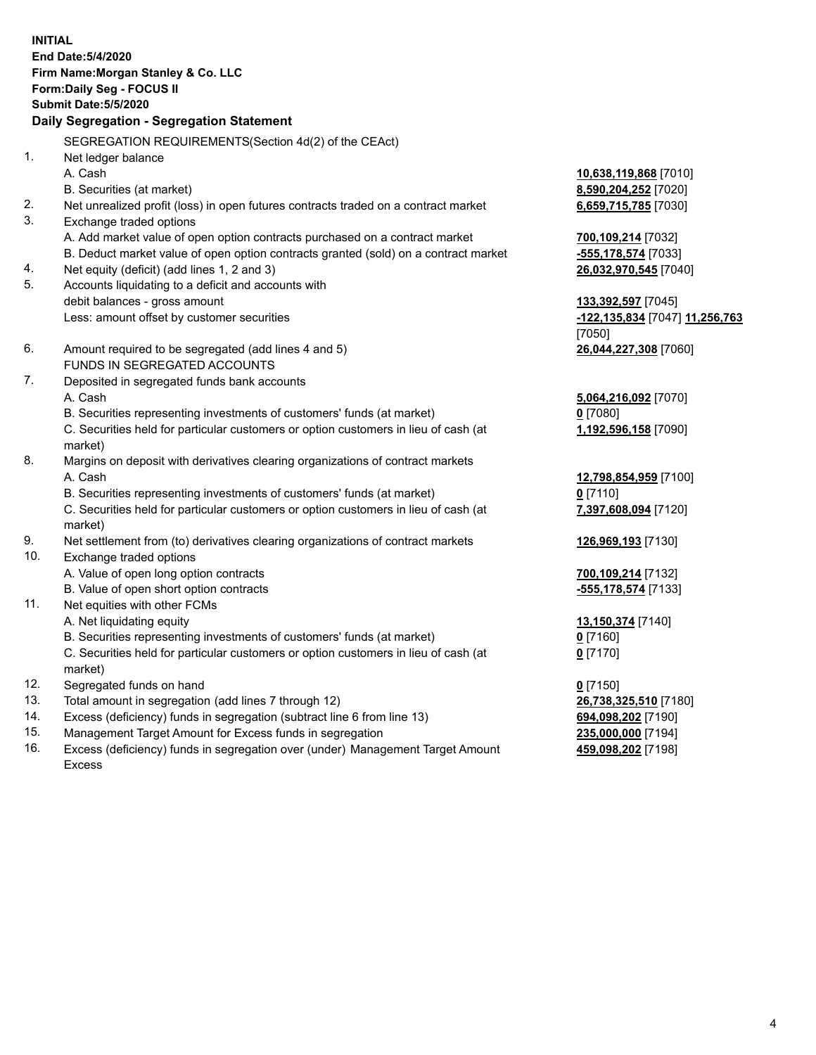**INITIAL**
**End Date:5/4/2020**
**Firm Name:Morgan Stanley & Co. LLC**
**Form:Daily Seg - FOCUS II**
**Submit Date:5/5/2020**

### Daily Segregation - Segregation Statement

SEGREGATION REQUIREMENTS(Section 4d(2) of the CEAct)

| | | |
|---|---|---|
| 1. | Net ledger balance | |
| | A. Cash | **10,638,119,868** [7010] |
| | B. Securities (at market) | **8,590,204,252** [7020] |
| 2. | Net unrealized profit (loss) in open futures contracts traded on a contract market | **6,659,715,785** [7030] |
| 3. | Exchange traded options | |
| | A. Add market value of open option contracts purchased on a contract market | **700,109,214** [7032] |
| | B. Deduct market value of open option contracts granted (sold) on a contract market | **-555,178,574** [7033] |
| 4. | Net equity (deficit) (add lines 1, 2 and 3) | **26,032,970,545** [7040] |
| 5. | Accounts liquidating to a deficit and accounts with debit balances - gross amount | **133,392,597** [7045] |
| | Less: amount offset by customer securities | **-122,135,834** [7047] **11,256,763** [7050] |
| 6. | Amount required to be segregated (add lines 4 and 5) | **26,044,227,308** [7060] |
| | FUNDS IN SEGREGATED ACCOUNTS | |
| 7. | Deposited in segregated funds bank accounts | |
| | A. Cash | **5,064,216,092** [7070] |
| | B. Securities representing investments of customers' funds (at market) | **0** [7080] |
| | C. Securities held for particular customers or option customers in lieu of cash (at market) | **1,192,596,158** [7090] |
| 8. | Margins on deposit with derivatives clearing organizations of contract markets | |
| | A. Cash | **12,798,854,959** [7100] |
| | B. Securities representing investments of customers' funds (at market) | **0** [7110] |
| | C. Securities held for particular customers or option customers in lieu of cash (at market) | **7,397,608,094** [7120] |
| 9. | Net settlement from (to) derivatives clearing organizations of contract markets | **126,969,193** [7130] |
| 10. | Exchange traded options | |
| | A. Value of open long option contracts | **700,109,214** [7132] |
| | B. Value of open short option contracts | **-555,178,574** [7133] |
| 11. | Net equities with other FCMs | |
| | A. Net liquidating equity | **13,150,374** [7140] |
| | B. Securities representing investments of customers' funds (at market) | **0** [7160] |
| | C. Securities held for particular customers or option customers in lieu of cash (at market) | **0** [7170] |
| 12. | Segregated funds on hand | **0** [7150] |
| 13. | Total amount in segregation (add lines 7 through 12) | **26,738,325,510** [7180] |
| 14. | Excess (deficiency) funds in segregation (subtract line 6 from line 13) | **694,098,202** [7190] |
| 15. | Management Target Amount for Excess funds in segregation | **235,000,000** [7194] |
| 16. | Excess (deficiency) funds in segregation over (under) Management Target Amount Excess | **459,098,202** [7198] |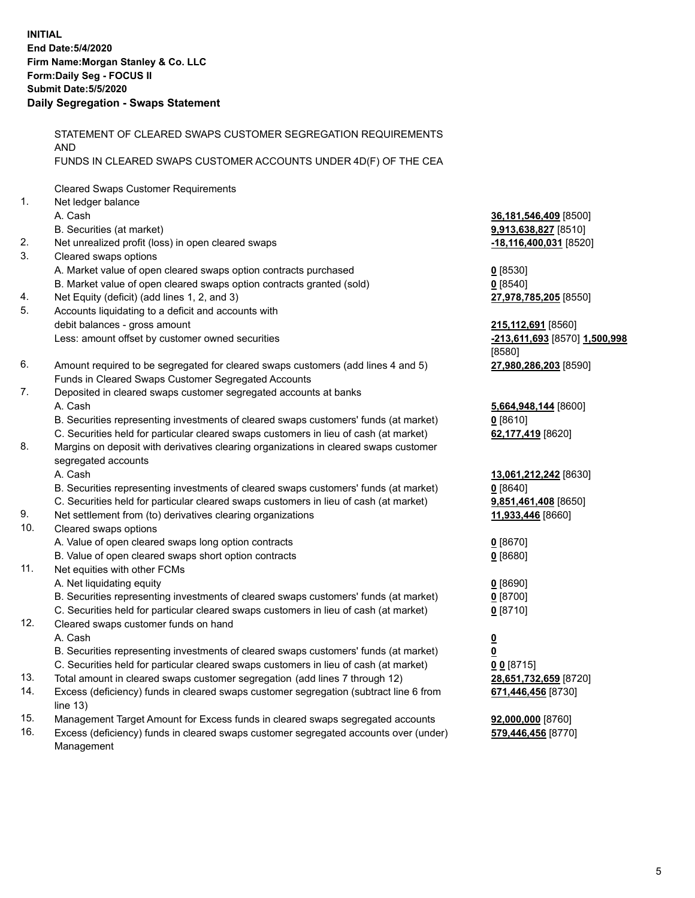**INITIAL**
**End Date:5/4/2020**
**Firm Name:Morgan Stanley & Co. LLC**
**Form:Daily Seg - FOCUS II**
**Submit Date:5/5/2020**
**Daily Segregation - Swaps Statement**

STATEMENT OF CLEARED SWAPS CUSTOMER SEGREGATION REQUIREMENTS AND
FUNDS IN CLEARED SWAPS CUSTOMER ACCOUNTS UNDER 4D(F) OF THE CEA

| | | |
|---|---|---|
| | Cleared Swaps Customer Requirements | |
| 1. | Net ledger balance | |
| | A. Cash | **36,181,546,409** [8500] |
| | B. Securities (at market) | **9,913,638,827** [8510] |
| 2. | Net unrealized profit (loss) in open cleared swaps | **-18,116,400,031** [8520] |
| 3. | Cleared swaps options | |
| | A. Market value of open cleared swaps option contracts purchased | **0** [8530] |
| | B. Market value of open cleared swaps option contracts granted (sold) | **0** [8540] |
| 4. | Net Equity (deficit) (add lines 1, 2, and 3) | **27,978,785,205** [8550] |
| 5. | Accounts liquidating to a deficit and accounts with debit balances - gross amount | **215,112,691** [8560] |
| | Less: amount offset by customer owned securities | **-213,611,693** [8570] **1,500,998** [8580] |
| 6. | Amount required to be segregated for cleared swaps customers (add lines 4 and 5) | **27,980,286,203** [8590] |
| | Funds in Cleared Swaps Customer Segregated Accounts | |
| 7. | Deposited in cleared swaps customer segregated accounts at banks | |
| | A. Cash | **5,664,948,144** [8600] |
| | B. Securities representing investments of cleared swaps customers' funds (at market) | **0** [8610] |
| | C. Securities held for particular cleared swaps customers in lieu of cash (at market) | **62,177,419** [8620] |
| 8. | Margins on deposit with derivatives clearing organizations in cleared swaps customer segregated accounts | |
| | A. Cash | **13,061,212,242** [8630] |
| | B. Securities representing investments of cleared swaps customers' funds (at market) | **0** [8640] |
| | C. Securities held for particular cleared swaps customers in lieu of cash (at market) | **9,851,461,408** [8650] |
| 9. | Net settlement from (to) derivatives clearing organizations | **11,933,446** [8660] |
| 10. | Cleared swaps options | |
| | A. Value of open cleared swaps long option contracts | **0** [8670] |
| | B. Value of open cleared swaps short option contracts | **0** [8680] |
| 11. | Net equities with other FCMs | |
| | A. Net liquidating equity | **0** [8690] |
| | B. Securities representing investments of cleared swaps customers' funds (at market) | **0** [8700] |
| | C. Securities held for particular cleared swaps customers in lieu of cash (at market) | **0** [8710] |
| 12. | Cleared swaps customer funds on hand | |
| | A. Cash | **0** |
| | B. Securities representing investments of cleared swaps customers' funds (at market) | **0** |
| | C. Securities held for particular cleared swaps customers in lieu of cash (at market) | **0** **0** [8715] |
| 13. | Total amount in cleared swaps customer segregation (add lines 7 through 12) | **28,651,732,659** [8720] |
| 14. | Excess (deficiency) funds in cleared swaps customer segregation (subtract line 6 from line 13) | **671,446,456** [8730] |
| 15. | Management Target Amount for Excess funds in cleared swaps segregated accounts | **92,000,000** [8760] |
| 16. | Excess (deficiency) funds in cleared swaps customer segregated accounts over (under) Management | **579,446,456** [8770] |